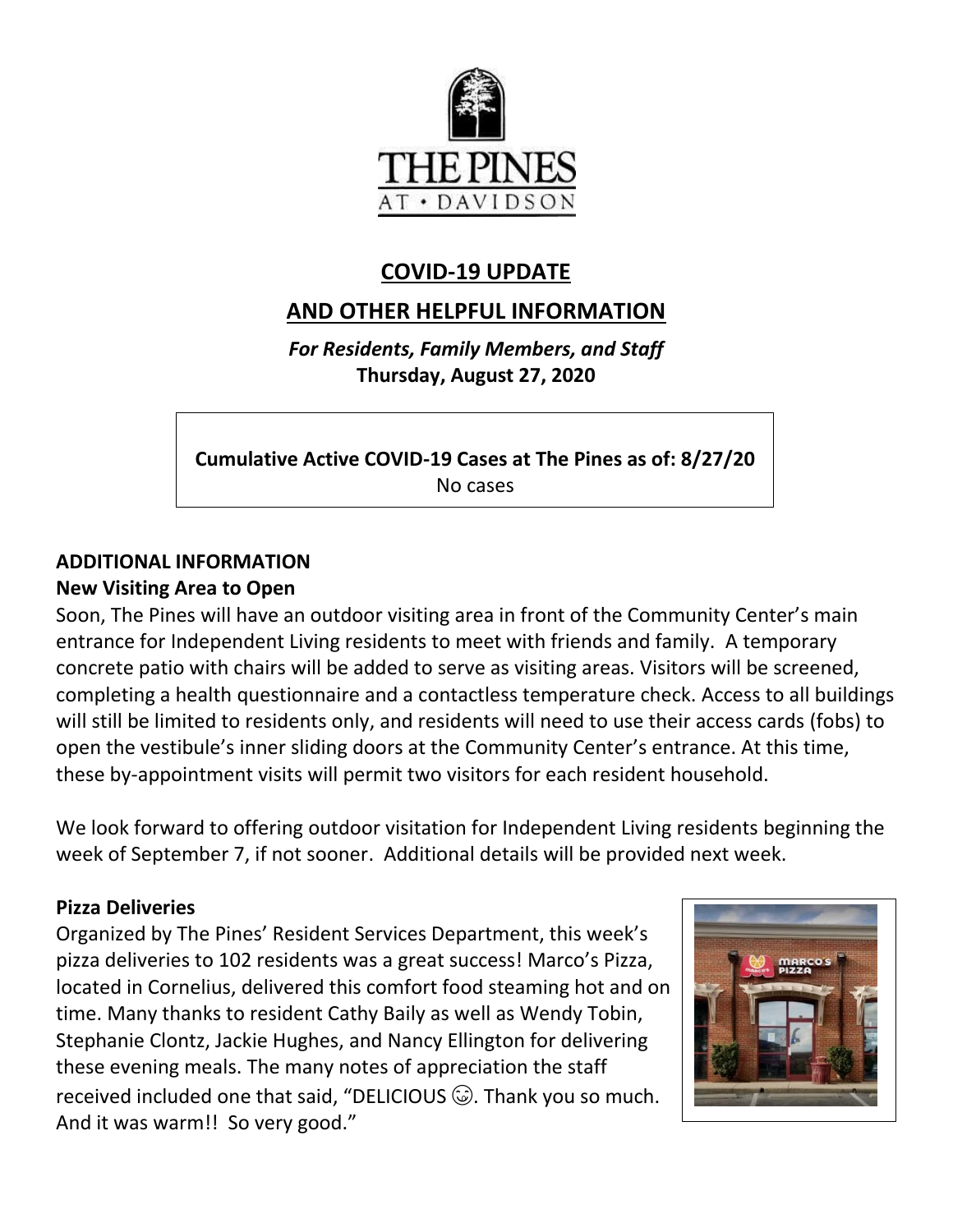# COVID-19 UPDATE

## AND OTHER HELPFUL INFORMATION

***For Residents, Family Members, and Staff***
**Thursday, August 27, 2020**

**Cumulative Active COVID-19 Cases at The Pines as of: 8/27/20**
No cases

**ADDITIONAL INFORMATION**

**New Visiting Area to Open**

Soon, The Pines will have an outdoor visiting area in front of the Community Center's main entrance for Independent Living residents to meet with friends and family. A temporary concrete patio with chairs will be added to serve as visiting areas. Visitors will be screened, completing a health questionnaire and a contactless temperature check. Access to all buildings will still be limited to residents only, and residents will need to use their access cards (fobs) to open the vestibule's inner sliding doors at the Community Center's entrance. At this time, these by-appointment visits will permit two visitors for each resident household.

We look forward to offering outdoor visitation for Independent Living residents beginning the week of September 7, if not sooner. Additional details will be provided next week.

**Pizza Deliveries**

Organized by The Pines' Resident Services Department, this week's pizza deliveries to 102 residents was a great success! Marco's Pizza, located in Cornelius, delivered this comfort food steaming hot and on time. Many thanks to resident Cathy Baily as well as Wendy Tobin, Stephanie Clontz, Jackie Hughes, and Nancy Ellington for delivering these evening meals. The many notes of appreciation the staff received included one that said, "DELICIOUS 😋. Thank you so much. And it was warm!! So very good."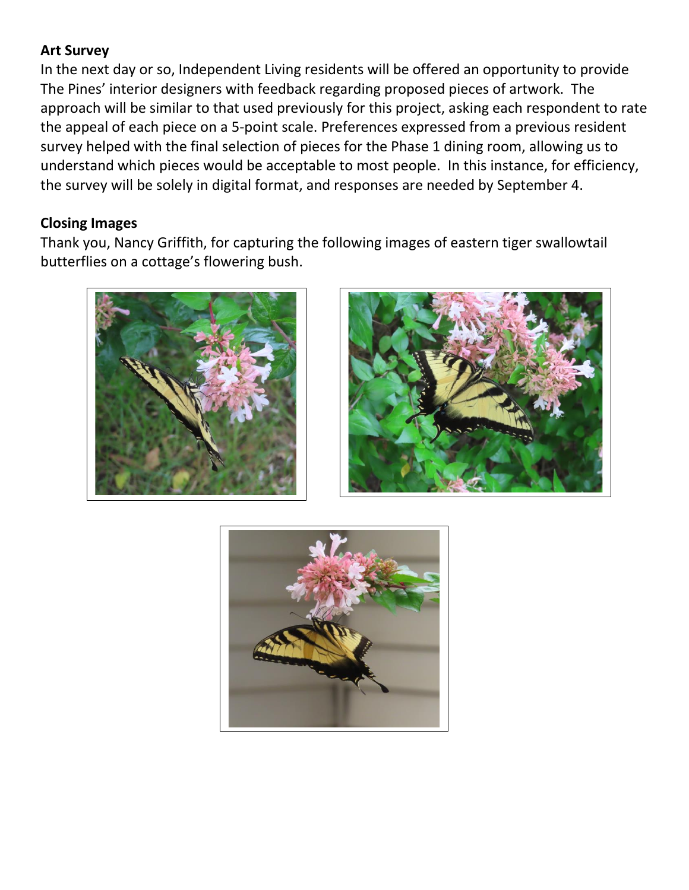**Art Survey**

In the next day or so, Independent Living residents will be offered an opportunity to provide The Pines' interior designers with feedback regarding proposed pieces of artwork. The approach will be similar to that used previously for this project, asking each respondent to rate the appeal of each piece on a 5-point scale. Preferences expressed from a previous resident survey helped with the final selection of pieces for the Phase 1 dining room, allowing us to understand which pieces would be acceptable to most people. In this instance, for efficiency, the survey will be solely in digital format, and responses are needed by September 4.

**Closing Images**

Thank you, Nancy Griffith, for capturing the following images of eastern tiger swallowtail butterflies on a cottage's flowering bush.